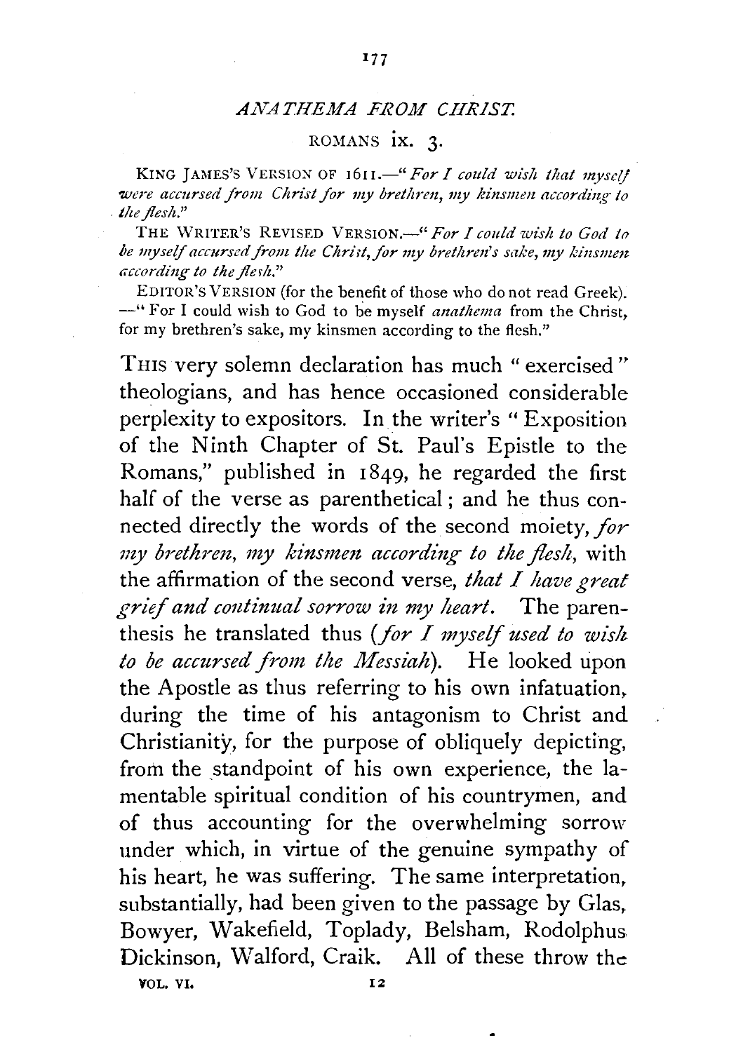## *ANATHEMA FROM CHRIST.*

### ROMANS ix. 3.

KING JAMES'S VERSION OF 1611.—"*For I could wish that myself were accursed from Christ for my brethren, my kinsmen according to the flesh.*"

THE WRITER'S REVISED VERSION.—"*For I could wish to God to be myself accursed from the Christ, for my brethren's sake, my kinsmen according to the flesh.*"

EDITOR'S VERSION (for the benefit of those who do not read Greek). —"For I could wish to God to be myself *anathema* from the Christ, for my brethren's sake, my kinsmen according to the flesh."

THIS very solemn declaration has much "exercised" theologians, and has hence occasioned considerable perplexity to expositors. In the writer's "Exposition of the Ninth Chapter of St. Paul's Epistle to the Romans," published in 1849, he regarded the first half of the verse as parenthetical; and he thus connected directly the words of the second moiety, *for my brethren, my kinsmen according to the flesh,* with the affirmation of the second verse, *that I have great grief and continual sorrow in my heart.* The parenthesis he translated thus (*for I myself used to wish to be accursed from the Messiah*). He looked upon the Apostle as thus referring to his own infatuation, during the time of his antagonism to Christ and Christianity, for the purpose of obliquely depicting, from the standpoint of his own experience, the lamentable spiritual condition of his countrymen, and of thus accounting for the overwhelming sorrow under which, in virtue of the genuine sympathy of his heart, he was suffering. The same interpretation, substantially, had been given to the passage by Glas, Bowyer, Wakefield, Toplady, Belsham, Rodolphus Dickinson, Walford, Craik. All of these throw the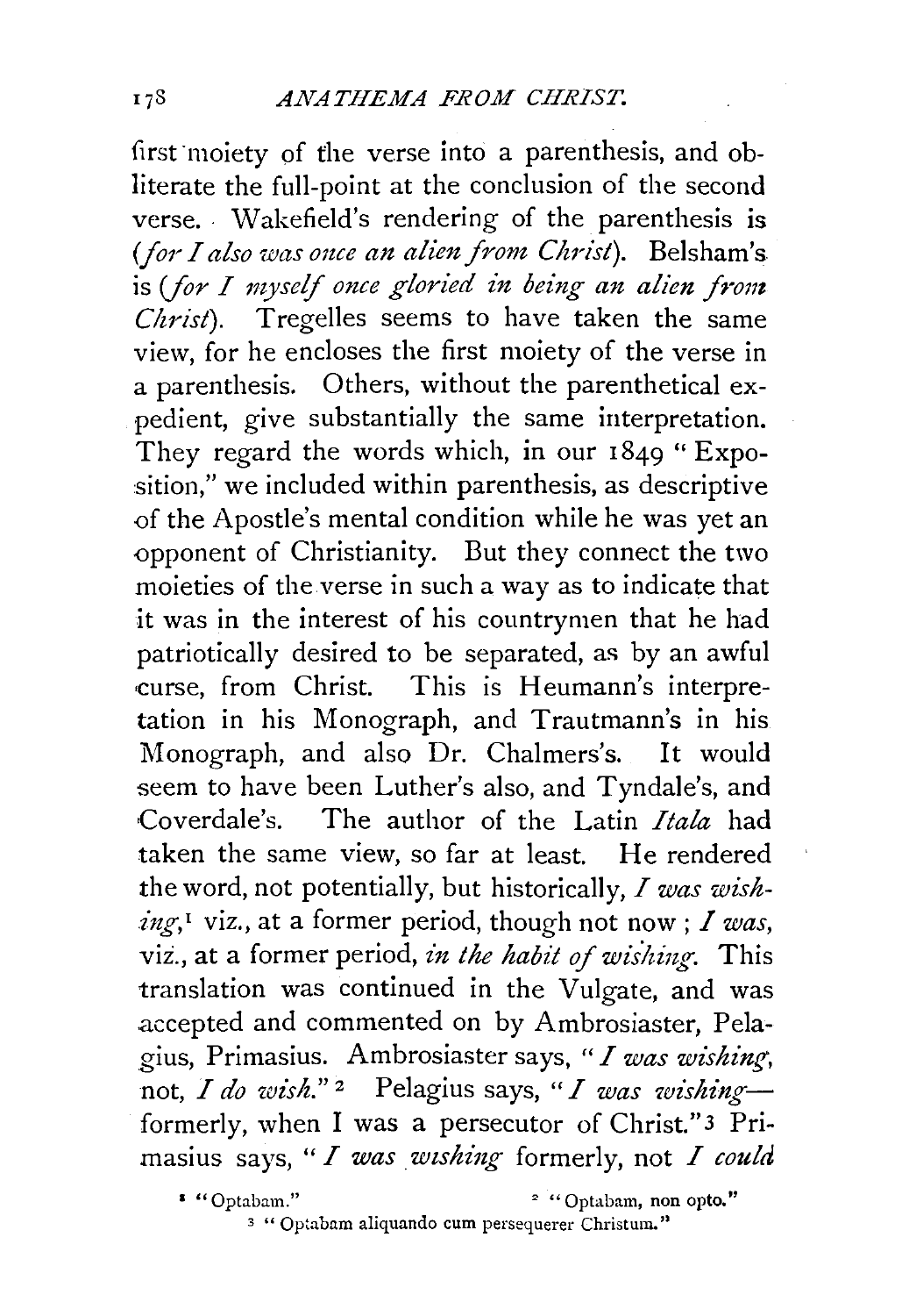first moiety of the verse into a parenthesis, and obliterate the full-point at the conclusion of the second verse. Wakefield's rendering of the parenthesis is (*for I also was once an alien from Christ*). Belsham's is (*for I myself once gloried in being an alien from Christ*). Tregelles seems to have taken the same view, for he encloses the first moiety of the verse in a parenthesis. Others, without the parenthetical expedient, give substantially the same interpretation. They regard the words which, in our 1849 "Exposition," we included within parenthesis, as descriptive of the Apostle's mental condition while he was yet an opponent of Christianity. But they connect the two moieties of the verse in such a way as to indicate that it was in the interest of his countrymen that he had patriotically desired to be separated, as by an awful curse, from Christ. This is Heumann's interpretation in his Monograph, and Trautmann's in his Monograph, and also Dr. Chalmers's. It would seem to have been Luther's also, and Tyndale's, and Coverdale's. The author of the Latin *Itala* had taken the same view, so far at least. He rendered the word, not potentially, but historically, *I was wishing*,[1] viz., at a former period, though not now; *I was*, viz., at a former period, *in the habit of wishing*. This translation was continued in the Vulgate, and was accepted and commented on by Ambrosiaster, Pelagius, Primasius. Ambrosiaster says, "*I was wishing*, not, *I do wish*."[2] Pelagius says, "*I was wishing*—formerly, when I was a persecutor of Christ."[3] Primasius says, "*I was wishing* formerly, not *I could*

[1] "Optabam."

[2] "Optabam, non opto."

[3] "Optabam aliquando cum persequerer Christum."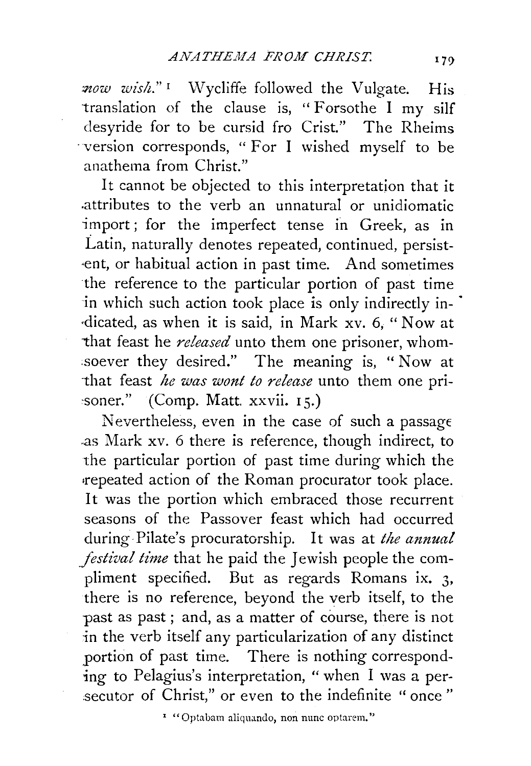*now wish.*"[1] Wycliffe followed the Vulgate. His translation of the clause is, "Forsothe I my silf desyride for to be cursid fro Crist." The Rheims version corresponds, "For I wished myself to be anathema from Christ."

It cannot be objected to this interpretation that it attributes to the verb an unnatural or unidiomatic import; for the imperfect tense in Greek, as in Latin, naturally denotes repeated, continued, persistent, or habitual action in past time. And sometimes the reference to the particular portion of past time in which such action took place is only indirectly indicated, as when it is said, in Mark xv. 6, "Now at that feast he *released* unto them one prisoner, whomsoever they desired." The meaning is, "Now at that feast *he was wont to release* unto them one prisoner." (Comp. Matt. xxvii. 15.)

Nevertheless, even in the case of such a passage as Mark xv. 6 there is reference, though indirect, to the particular portion of past time during which the repeated action of the Roman procurator took place. It was the portion which embraced those recurrent seasons of the Passover feast which had occurred during Pilate's procuratorship. It was at *the annual festival time* that he paid the Jewish people the compliment specified. But as regards Romans ix. 3, there is no reference, beyond the verb itself, to the past as past; and, as a matter of course, there is not in the verb itself any particularization of any distinct portion of past time. There is nothing corresponding to Pelagius's interpretation, "when I was a persecutor of Christ," or even to the indefinite "once"

[1] "Optabam aliquando, non nunc optarem."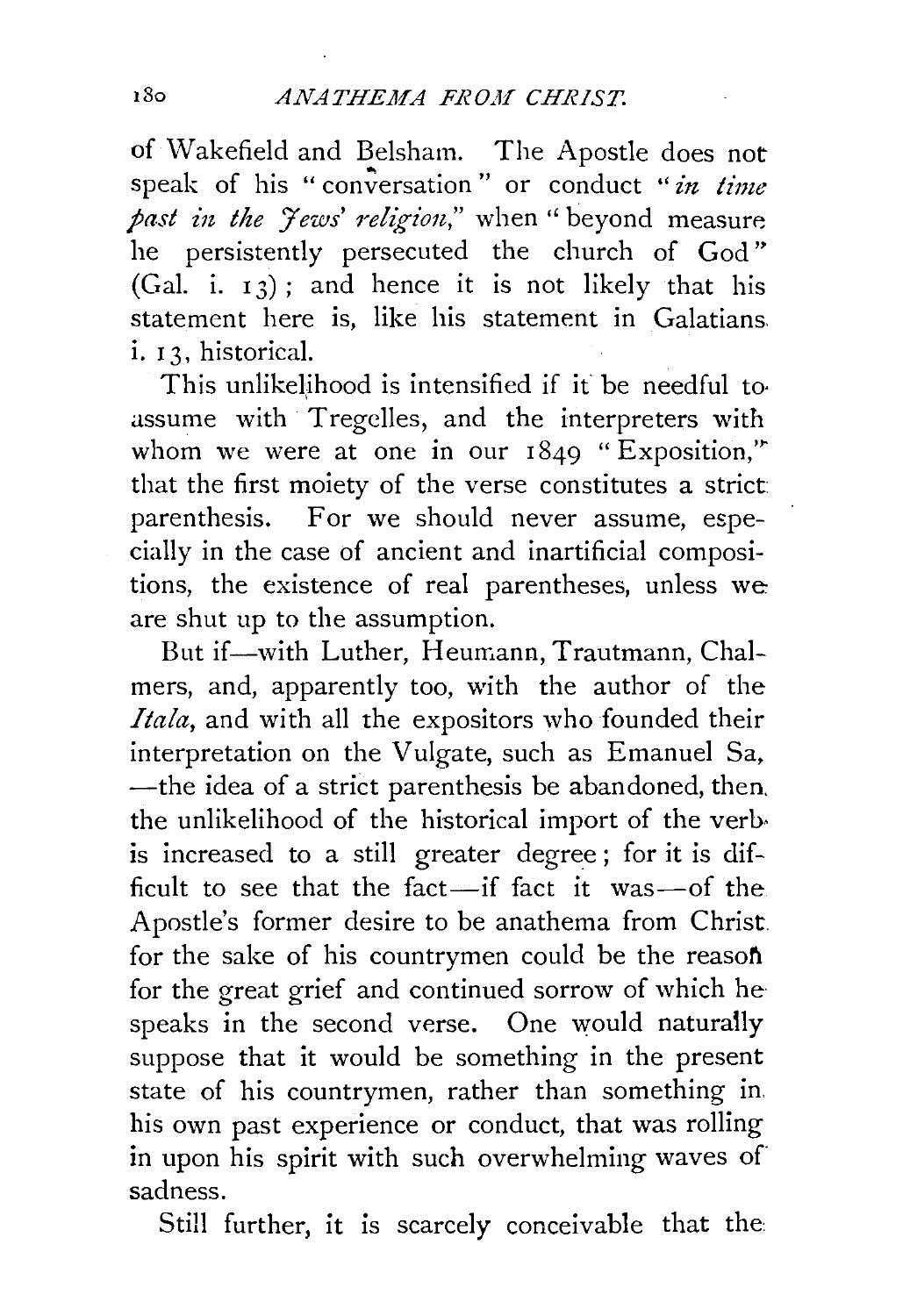of Wakefield and Belsham. The Apostle does not speak of his "conversation" or conduct "*in time past in the Jews' religion*," when "beyond measure he persistently persecuted the church of God" (Gal. i. 13); and hence it is not likely that his statement here is, like his statement in Galatians i. 13, historical.

This unlikelihood is intensified if it be needful to assume with Tregelles, and the interpreters with whom we were at one in our 1849 "Exposition," that the first moiety of the verse constitutes a strict parenthesis. For we should never assume, especially in the case of ancient and inartificial compositions, the existence of real parentheses, unless we are shut up to the assumption.

But if—with Luther, Heumann, Trautmann, Chalmers, and, apparently too, with the author of the *Itala*, and with all the expositors who founded their interpretation on the Vulgate, such as Emanuel Sa, —the idea of a strict parenthesis be abandoned, then the unlikelihood of the historical import of the verb is increased to a still greater degree; for it is difficult to see that the fact—if fact it was—of the Apostle's former desire to be anathema from Christ for the sake of his countrymen could be the reason for the great grief and continued sorrow of which he speaks in the second verse. One would naturally suppose that it would be something in the present state of his countrymen, rather than something in his own past experience or conduct, that was rolling in upon his spirit with such overwhelming waves of sadness.

Still further, it is scarcely conceivable that the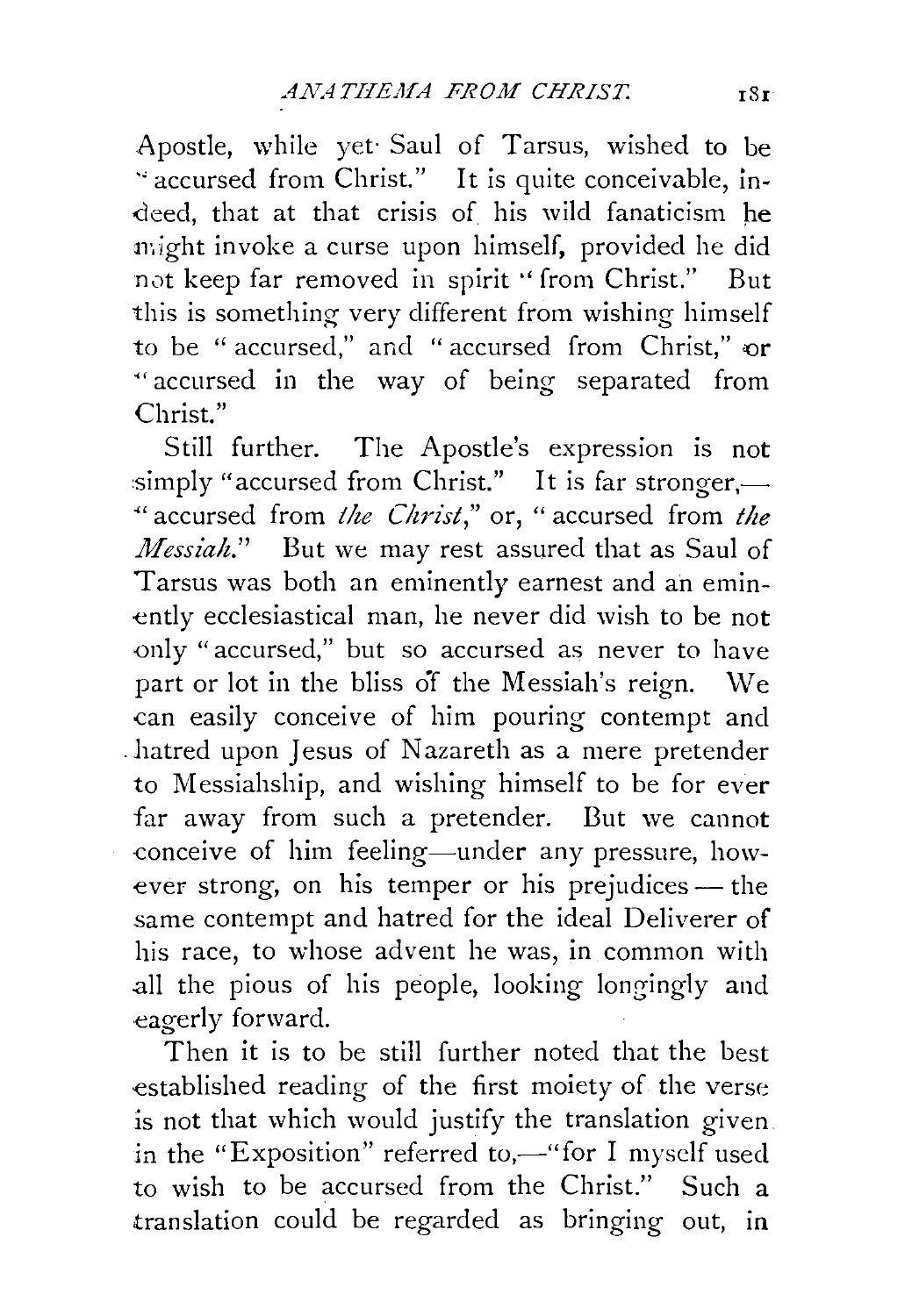Apostle, while yet Saul of Tarsus, wished to be "accursed from Christ." It is quite conceivable, indeed, that at that crisis of his wild fanaticism he might invoke a curse upon himself, provided he did not keep far removed in spirit "from Christ." But this is something very different from wishing himself to be "accursed," and "accursed from Christ," or "accursed in the way of being separated from Christ."

Still further. The Apostle's expression is not simply "accursed from Christ." It is far stronger,—"accursed from *the Christ*," or, "accursed from *the Messiah*." But we may rest assured that as Saul of Tarsus was both an eminently earnest and an eminently ecclesiastical man, he never did wish to be not only "accursed," but so accursed as never to have part or lot in the bliss of the Messiah's reign. We can easily conceive of him pouring contempt and hatred upon Jesus of Nazareth as a mere pretender to Messiahship, and wishing himself to be for ever far away from such a pretender. But we cannot conceive of him feeling—under any pressure, however strong, on his temper or his prejudices — the same contempt and hatred for the ideal Deliverer of his race, to whose advent he was, in common with all the pious of his people, looking longingly and eagerly forward.

Then it is to be still further noted that the best established reading of the first moiety of the verse is not that which would justify the translation given in the "Exposition" referred to,—"for I myself used to wish to be accursed from the Christ." Such a translation could be regarded as bringing out, in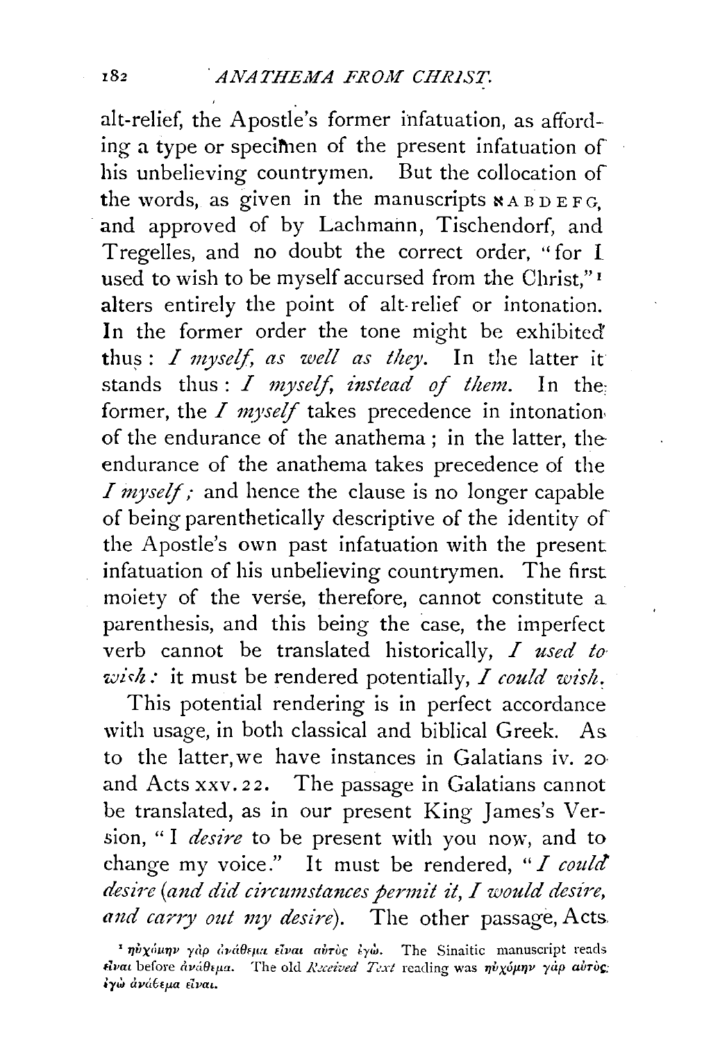alt-relief, the Apostle's former infatuation, as affording a type or specimen of the present infatuation of his unbelieving countrymen. But the collocation of the words, as given in the manuscripts ℵ A B D E F G, and approved of by Lachmann, Tischendorf, and Tregelles, and no doubt the correct order, "for I used to wish to be myself accursed from the Christ,"[1] alters entirely the point of alt-relief or intonation. In the former order the tone might be exhibited thus: *I myself, as well as they.* In the latter it stands thus: *I myself, instead of them.* In the former, the *I myself* takes precedence in intonation of the endurance of the anathema; in the latter, the endurance of the anathema takes precedence of the *I myself;* and hence the clause is no longer capable of being parenthetically descriptive of the identity of the Apostle's own past infatuation with the present infatuation of his unbelieving countrymen. The first moiety of the verse, therefore, cannot constitute a parenthesis, and this being the case, the imperfect verb cannot be translated historically, *I used to wish:* it must be rendered potentially, *I could wish.*

This potential rendering is in perfect accordance with usage, in both classical and biblical Greek. As to the latter, we have instances in Galatians iv. 20 and Acts xxv. 22. The passage in Galatians cannot be translated, as in our present King James's Version, "I *desire* to be present with you now, and to change my voice." It must be rendered, "*I could desire* (*and did circumstances permit it, I would desire, and carry out my desire*). The other passage, Acts

[1] ηὐχόμην γὰρ ἀνάθεμα εἶναι αὐτὸς ἐγώ. The Sinaitic manuscript reads εἶναι before ἀνάθεμα. The old *Received Text* reading was ηὐχόμην γὰρ αὐτὸς ἐγὼ ἀνάθεμα εἶναι.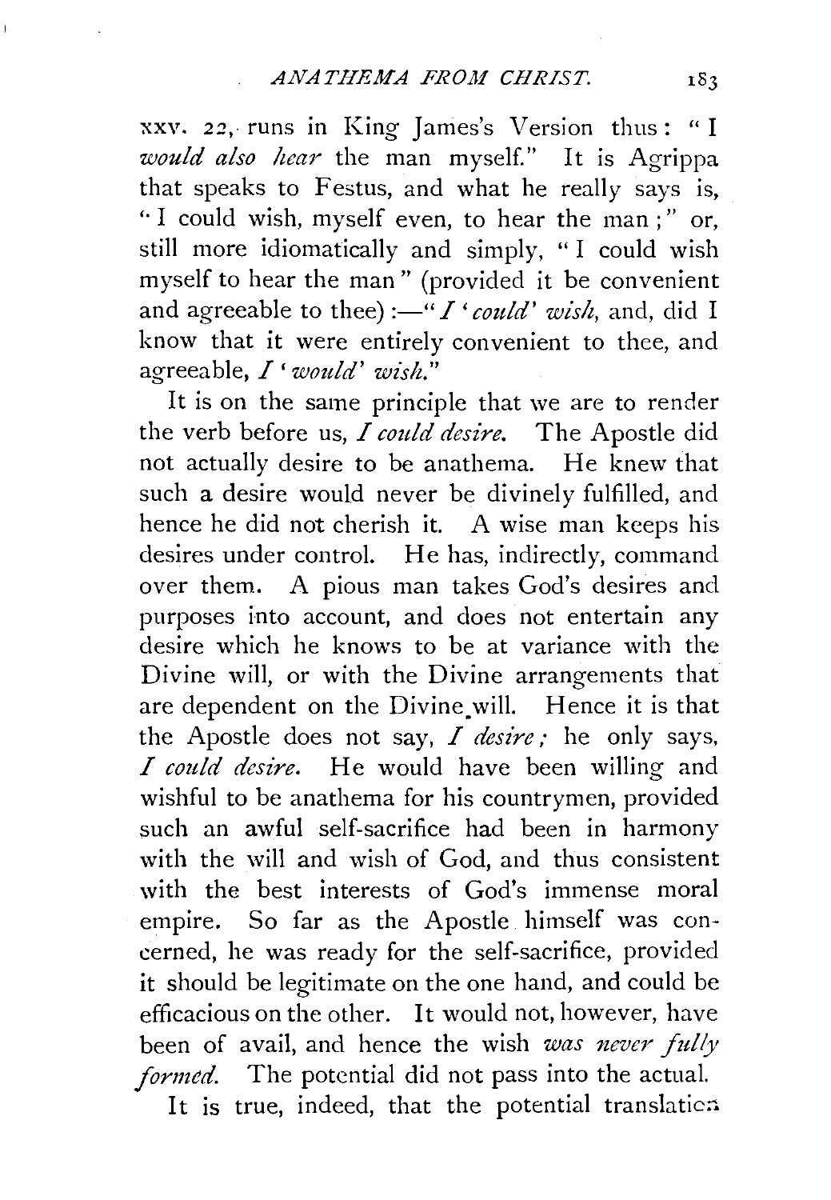xxv. 22, runs in King James's Version thus: "I *would also hear* the man myself." It is Agrippa that speaks to Festus, and what he really says is, "I could wish, myself even, to hear the man;" or, still more idiomatically and simply, "I could wish myself to hear the man" (provided it be convenient and agreeable to thee):—"*I 'could' wish*, and, did I know that it were entirely convenient to thee, and agreeable, *I 'would' wish*."

It is on the same principle that we are to render the verb before us, *I could desire*. The Apostle did not actually desire to be anathema. He knew that such a desire would never be divinely fulfilled, and hence he did not cherish it. A wise man keeps his desires under control. He has, indirectly, command over them. A pious man takes God's desires and purposes into account, and does not entertain any desire which he knows to be at variance with the Divine will, or with the Divine arrangements that are dependent on the Divine will. Hence it is that the Apostle does not say, *I desire*; he only says, *I could desire*. He would have been willing and wishful to be anathema for his countrymen, provided such an awful self-sacrifice had been in harmony with the will and wish of God, and thus consistent with the best interests of God's immense moral empire. So far as the Apostle himself was concerned, he was ready for the self-sacrifice, provided it should be legitimate on the one hand, and could be efficacious on the other. It would not, however, have been of avail, and hence the wish *was never fully formed*. The potential did not pass into the actual.

It is true, indeed, that the potential translation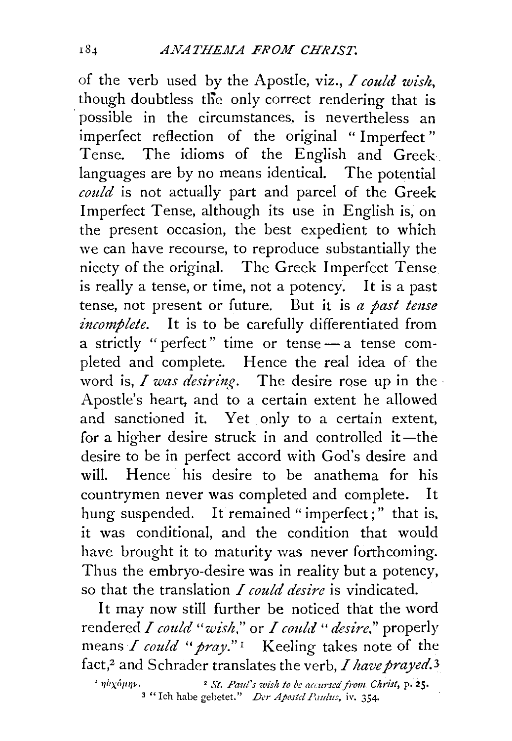of the verb used by the Apostle, viz., *I could wish*, though doubtless the only correct rendering that is possible in the circumstances, is nevertheless an imperfect reflection of the original "Imperfect" Tense. The idioms of the English and Greek languages are by no means identical. The potential *could* is not actually part and parcel of the Greek Imperfect Tense, although its use in English is, on the present occasion, the best expedient to which we can have recourse, to reproduce substantially the nicety of the original. The Greek Imperfect Tense is really a tense, or time, not a potency. It is a past tense, not present or future. But it is *a past tense incomplete.* It is to be carefully differentiated from a strictly "perfect" time or tense—a tense completed and complete. Hence the real idea of the word is, *I was desiring.* The desire rose up in the Apostle's heart, and to a certain extent he allowed and sanctioned it. Yet only to a certain extent, for a higher desire struck in and controlled it—the desire to be in perfect accord with God's desire and will. Hence his desire to be anathema for his countrymen never was completed and complete. It hung suspended. It remained "imperfect;" that is, it was conditional, and the condition that would have brought it to maturity was never forthcoming. Thus the embryo-desire was in reality but a potency, so that the translation *I could desire* is vindicated.

It may now still further be noticed that the word rendered *I could "wish,"* or *I could "desire,"* properly means *I could "pray."*[1] Keeling takes note of the fact,[2] and Schrader translates the verb, *I have prayed.*[3]

[1] ηὐχόμην.   [2] *St. Paul's wish to be accursed from Christ*, p. 25.
[3] "Ich habe gebetet." *Der Apostel Paulus*, iv. 354.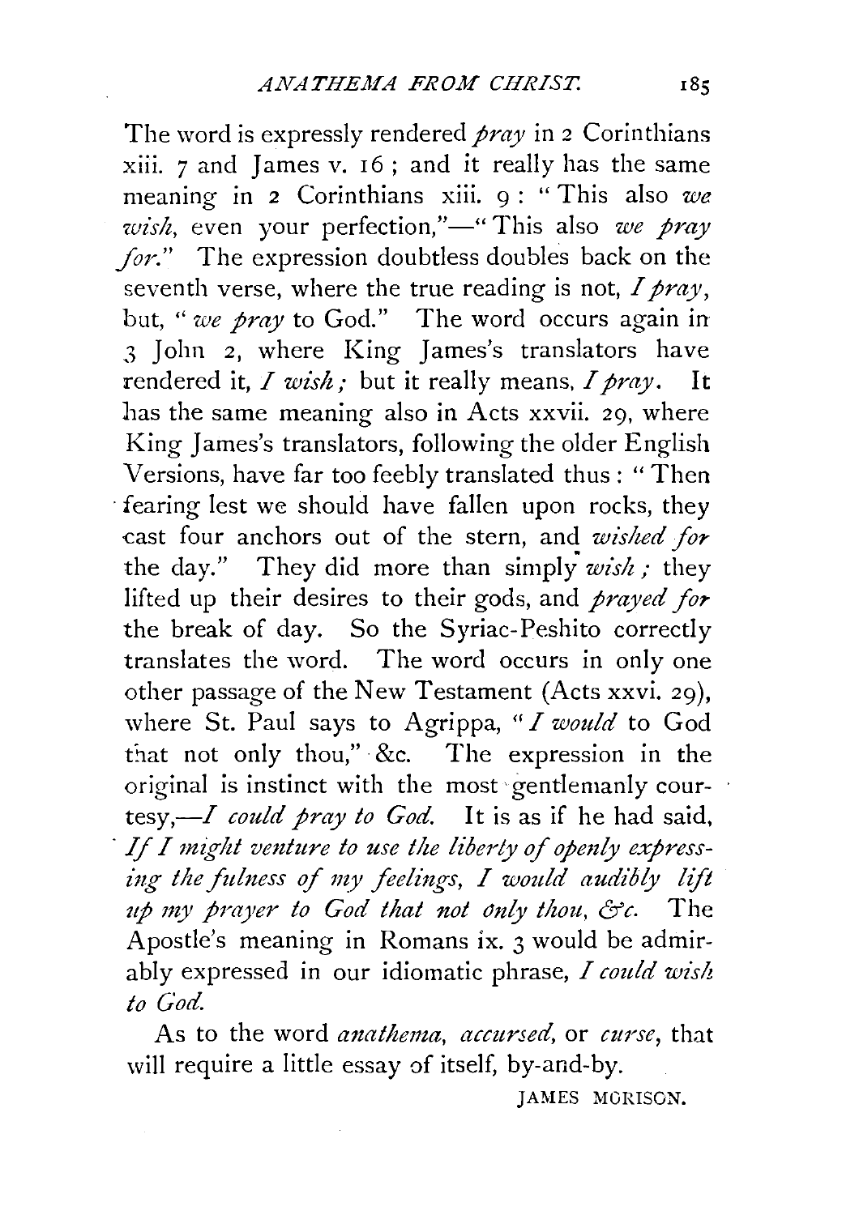The word is expressly rendered *pray* in 2 Corinthians xiii. 7 and James v. 16; and it really has the same meaning in 2 Corinthians xiii. 9: "This also *we wish*, even your perfection,"—"This also *we pray for*." The expression doubtless doubles back on the seventh verse, where the true reading is not, *I pray*, but, "*we pray* to God." The word occurs again in 3 John 2, where King James's translators have rendered it, *I wish;* but it really means, *I pray*. It has the same meaning also in Acts xxvii. 29, where King James's translators, following the older English Versions, have far too feebly translated thus: "Then fearing lest we should have fallen upon rocks, they cast four anchors out of the stern, and *wished for* the day." They did more than simply *wish;* they lifted up their desires to their gods, and *prayed for* the break of day. So the Syriac-Peshito correctly translates the word. The word occurs in only one other passage of the New Testament (Acts xxvi. 29), where St. Paul says to Agrippa, "*I would* to God that not only thou," &c. The expression in the original is instinct with the most gentlemanly courtesy,—*I could pray to God.* It is as if he had said, *If I might venture to use the liberty of openly expressing the fulness of my feelings, I would audibly lift up my prayer to God that not only thou, &c.* The Apostle's meaning in Romans ix. 3 would be admirably expressed in our idiomatic phrase, *I could wish to God.*

As to the word *anathema*, *accursed*, or *curse*, that will require a little essay of itself, by-and-by.

JAMES MORISON.